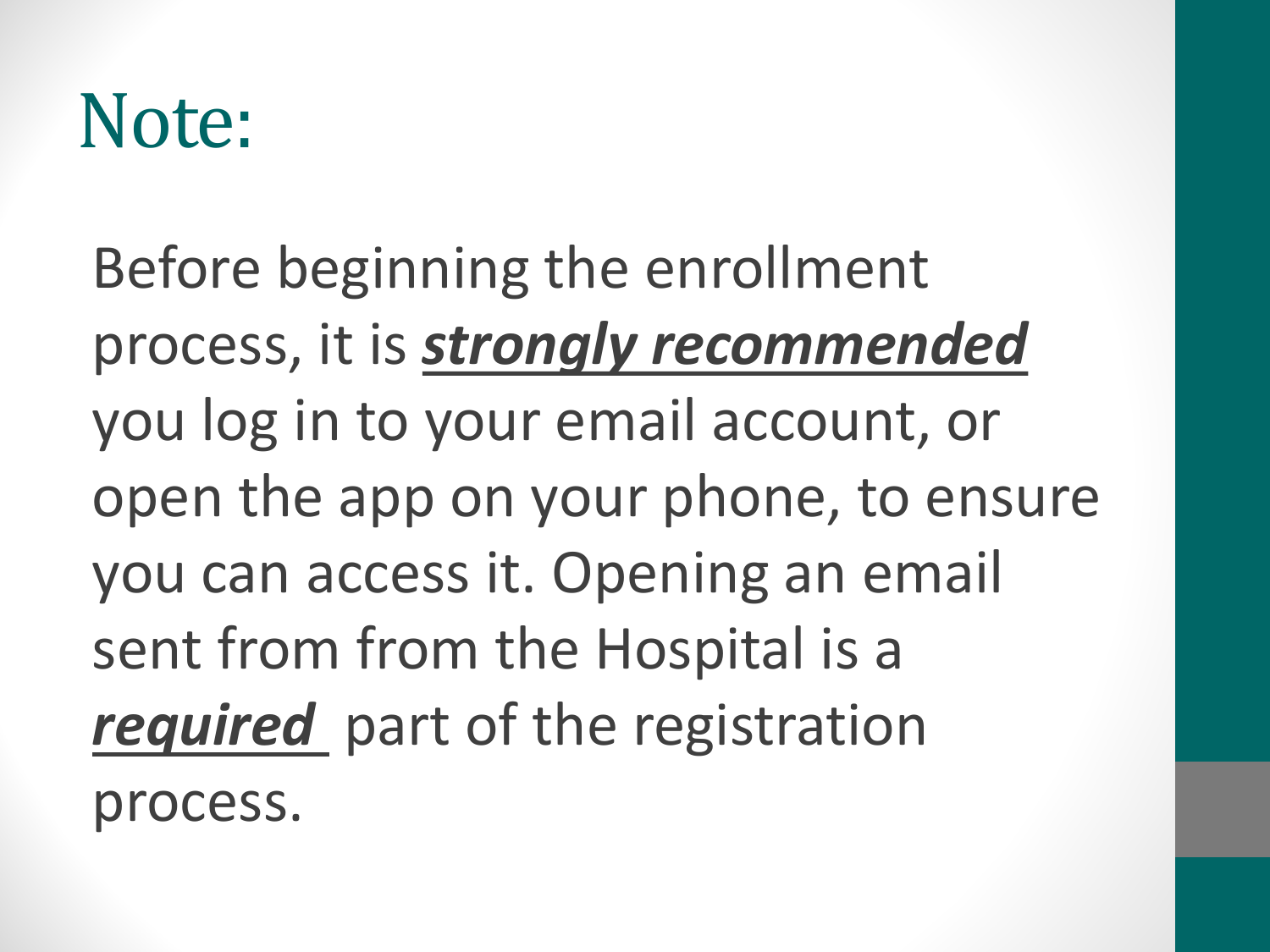# Note:

Before beginning the enrollment process, it is ***strongly recommended*** you log in to your email account, or open the app on your phone, to ensure you can access it. Opening an email sent from from the Hospital is a ***required*** part of the registration process.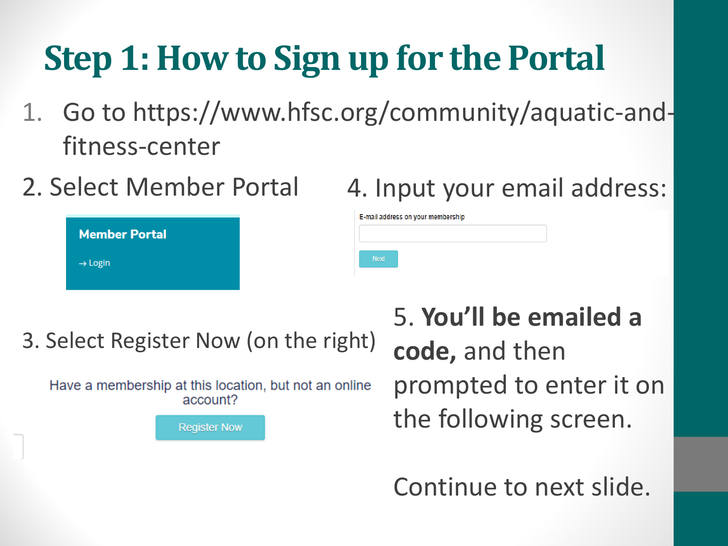# Step 1: How to Sign up for the Portal

1. Go to https://www.hfsc.org/community/aquatic-and-fitness-center

2. Select Member Portal

   **Member Portal**

   → Login

3. Select Register Now (on the right)

   Have a membership at this location, but not an online account?

   Register Now

4. Input your email address:

   E-mail address on your membership

   Next

5. **You'll be emailed a code,** and then prompted to enter it on the following screen.

Continue to next slide.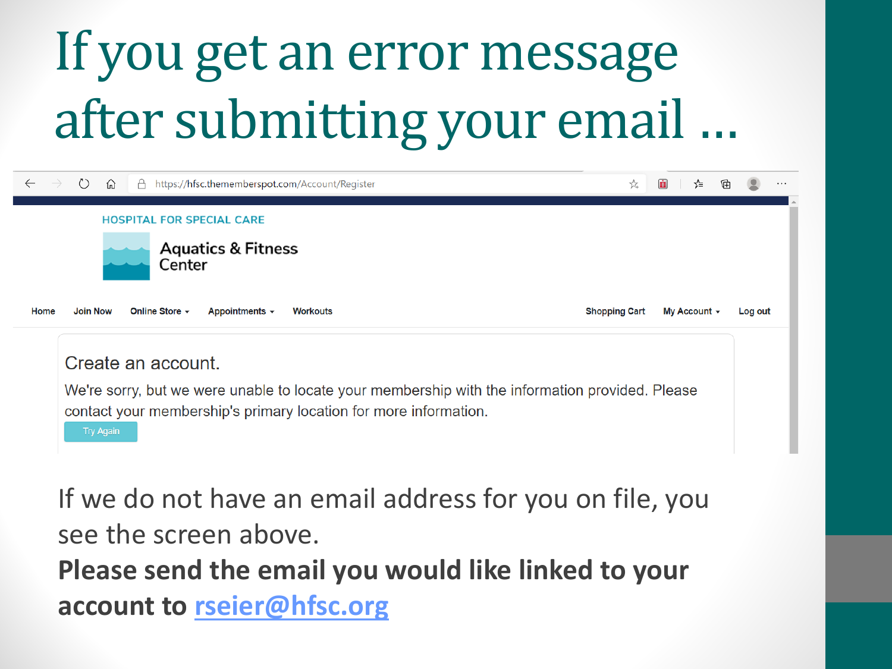# If you get an error message after submitting your email …

https://hfsc.thememberspot.com/Account/Register

HOSPITAL FOR SPECIAL CARE

Aquatics & Fitness Center

Home | Join Now | Online Store | Appointments | Workouts | Shopping Cart | My Account | Log out

Create an account.

We're sorry, but we were unable to locate your membership with the information provided. Please contact your membership's primary location for more information.

Try Again

If we do not have an email address for you on file, you see the screen above.

**Please send the email you would like linked to your account to rseier@hfsc.org**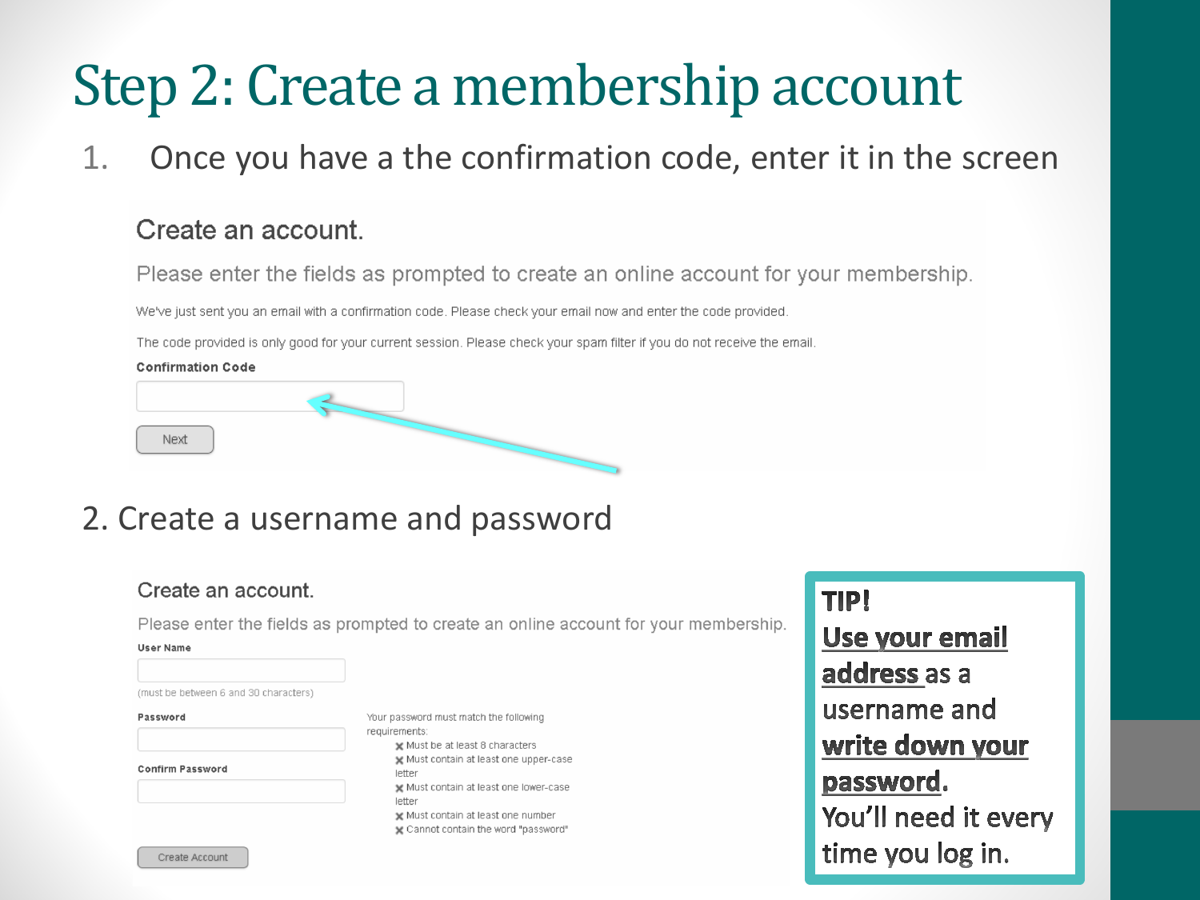# Step 2: Create a membership account

1. Once you have a the confirmation code, enter it in the screen

Create an account.

Please enter the fields as prompted to create an online account for your membership.

We've just sent you an email with a confirmation code. Please check your email now and enter the code provided.

The code provided is only good for your current session. Please check your spam filter if you do not receive the email.

**Confirmation Code**

Next

2. Create a username and password

Create an account.

Please enter the fields as prompted to create an online account for your membership.

**User Name**

(must be between 6 and 30 characters)

**Password**

**Confirm Password**

Your password must match the following requirements:

- ✖ Must be at least 8 characters
- ✖ Must contain at least one upper-case letter
- ✖ Must contain at least one lower-case letter
- ✖ Must contain at least one number
- ✖ Cannot contain the word "password"

Create Account

**TIP!**
**Use your email address** as a username and **write down your password.** You'll need it every time you log in.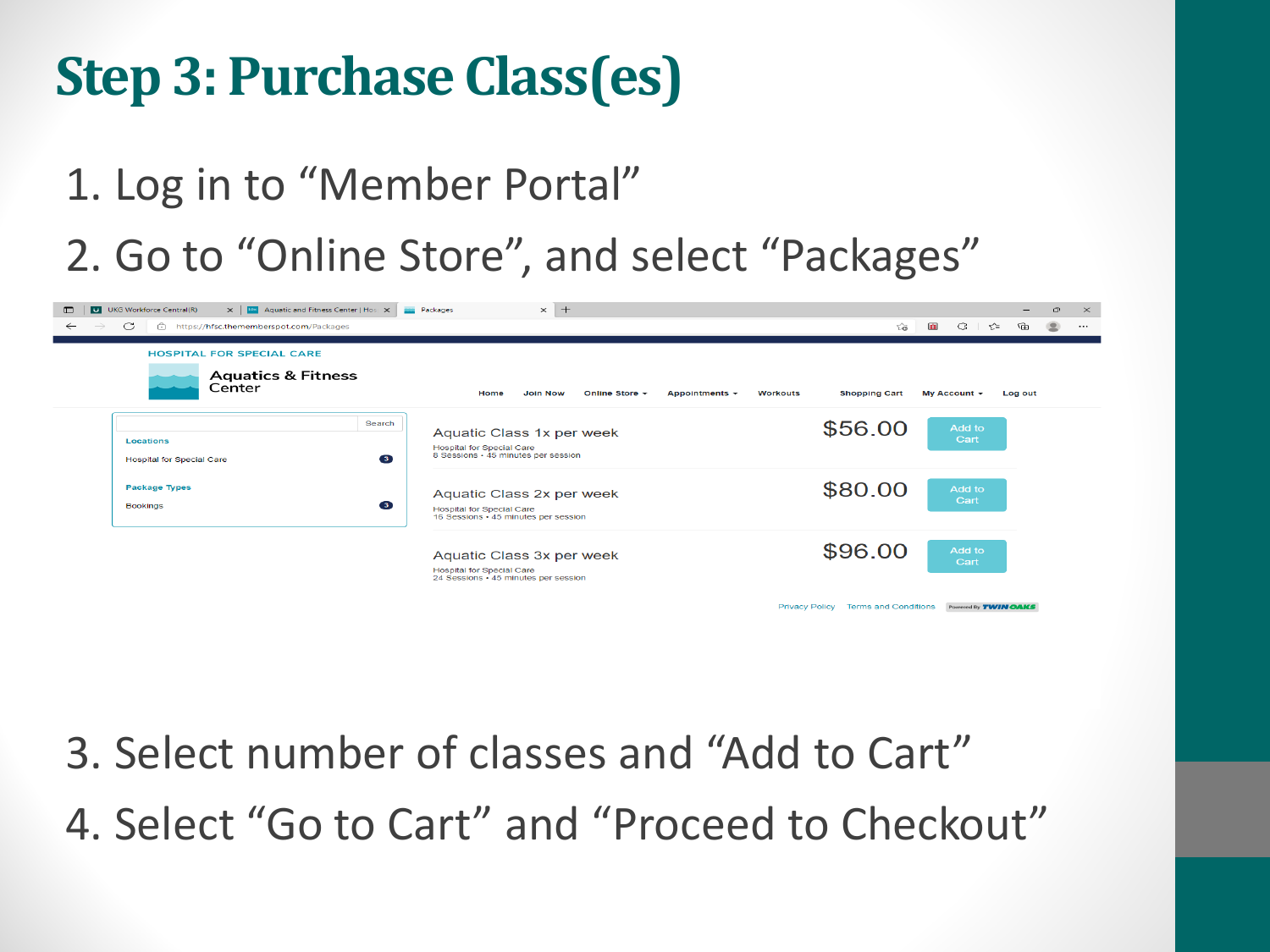# Step 3: Purchase Class(es)

1. Log in to "Member Portal"
2. Go to "Online Store", and select "Packages"

HOSPITAL FOR SPECIAL CARE

Aquatics & Fitness Center

Home | Join Now | Online Store | Appointments | Workouts | Shopping Cart | My Account | Log out

Search

**Locations**

Hospital for Special Care 3

**Package Types**

Bookings 3

| Package | Price | |
|---|---|---|
| Aquatic Class 1x per week<br>Hospital for Special Care<br>8 Sessions • 45 minutes per session | $56.00 | Add to Cart |
| Aquatic Class 2x per week<br>Hospital for Special Care<br>16 Sessions • 45 minutes per session | $80.00 | Add to Cart |
| Aquatic Class 3x per week<br>Hospital for Special Care<br>24 Sessions • 45 minutes per session | $96.00 | Add to Cart |

Privacy Policy | Terms and Conditions | Powered By TWIN OAKS

3. Select number of classes and "Add to Cart"
4. Select "Go to Cart" and "Proceed to Checkout"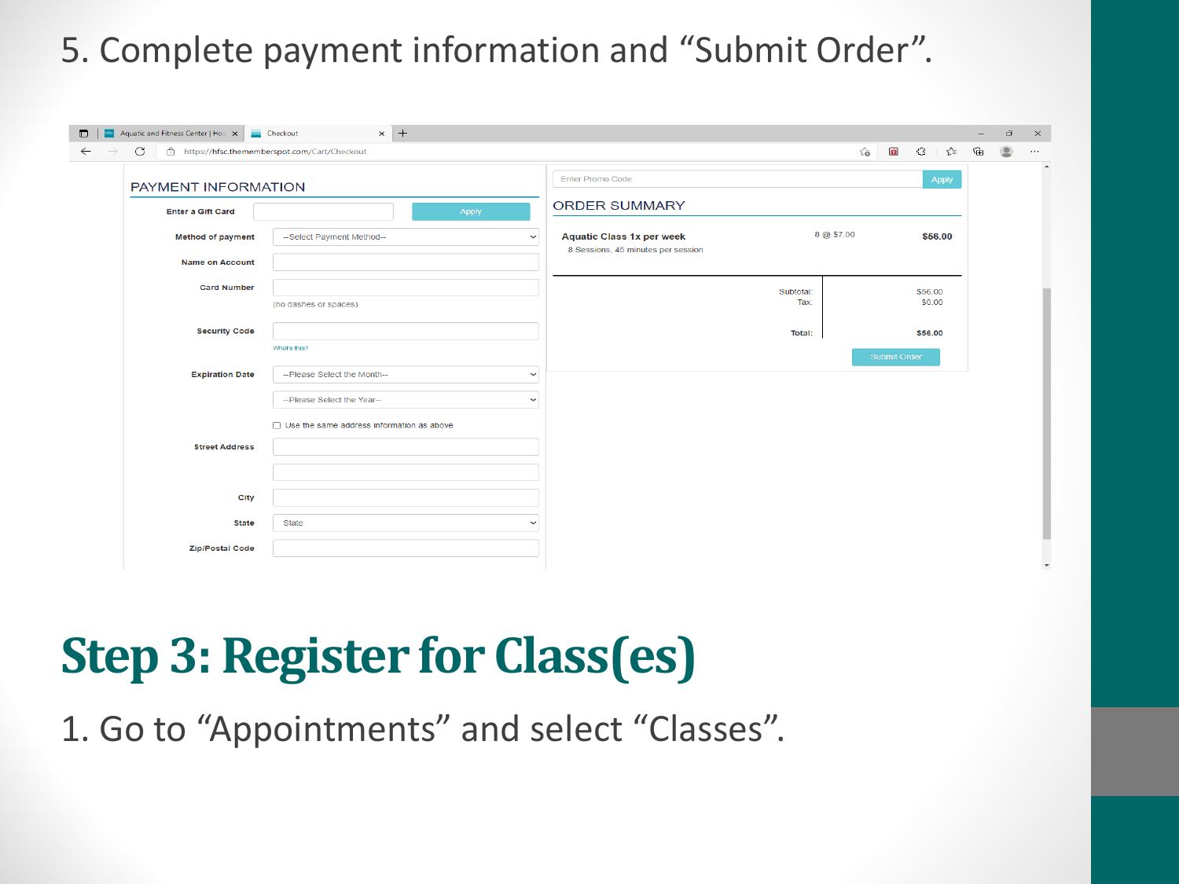5. Complete payment information and “Submit Order”.

PAYMENT INFORMATION

Enter a Gift Card | Apply

Method of payment: --Select Payment Method--

Name on Account

Card Number (no dashes or spaces)

Security Code — What's this?

Expiration Date: --Please Select the Month-- / --Please Select the Year--

Use the same address information as above

Street Address

City

State: State

Zip/Postal Code

Enter Promo Code | Apply

ORDER SUMMARY

| Item | Quantity | Amount |
| --- | --- | --- |
| Aquatic Class 1x per week (8 Sessions, 45 minutes per session) | 8 @ $7.00 | $56.00 |

| | |
| --- | --- |
| Subtotal: | $56.00 |
| Tax: | $0.00 |
| Total: | $56.00 |

Submit Order

# Step 3: Register for Class(es)

1. Go to “Appointments” and select “Classes”.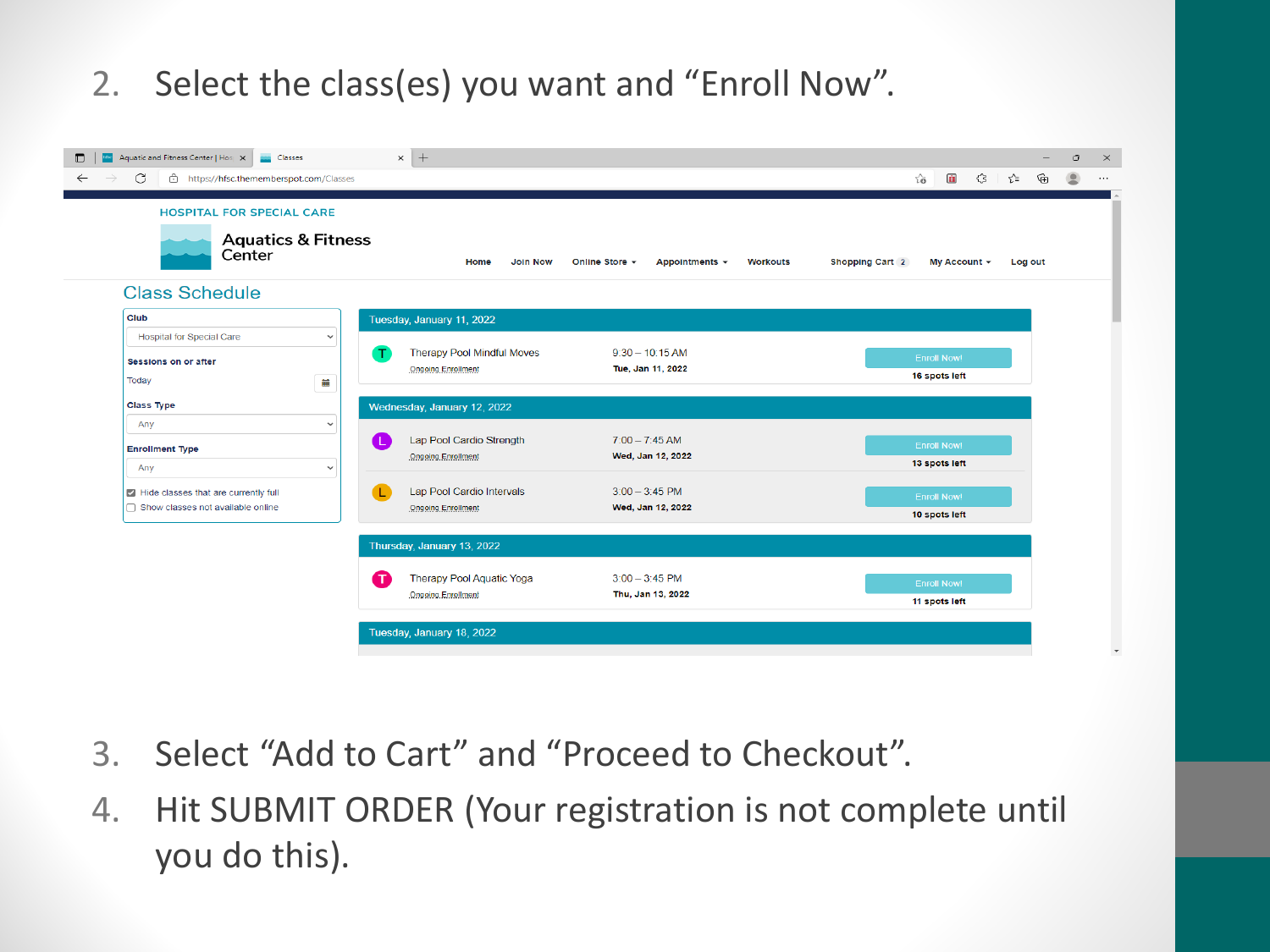2. Select the class(es) you want and "Enroll Now".

HOSPITAL FOR SPECIAL CARE

Aquatics & Fitness Center

Home | Join Now | Online Store | Appointments | Workouts | Shopping Cart 2 | My Account | Log out

Class Schedule

Club: Hospital for Special Care

Sessions on or after: Today

Class Type: Any

Enrollment Type: Any

Hide classes that are currently full

Show classes not available online

**Tuesday, January 11, 2022**

Therapy Pool Mindful Moves — Ongoing Enrollment — 9:30 – 10:15 AM, Tue, Jan 11, 2022 — Enroll Now! — 16 spots left

**Wednesday, January 12, 2022**

Lap Pool Cardio Strength — Ongoing Enrollment — 7:00 – 7:45 AM, Wed, Jan 12, 2022 — Enroll Now! — 13 spots left

Lap Pool Cardio Intervals — Ongoing Enrollment — 3:00 – 3:45 PM, Wed, Jan 12, 2022 — Enroll Now! — 10 spots left

**Thursday, January 13, 2022**

Therapy Pool Aquatic Yoga — Ongoing Enrollment — 3:00 – 3:45 PM, Thu, Jan 13, 2022 — Enroll Now! — 11 spots left

**Tuesday, January 18, 2022**

3. Select "Add to Cart" and "Proceed to Checkout".
4. Hit SUBMIT ORDER (Your registration is not complete until you do this).